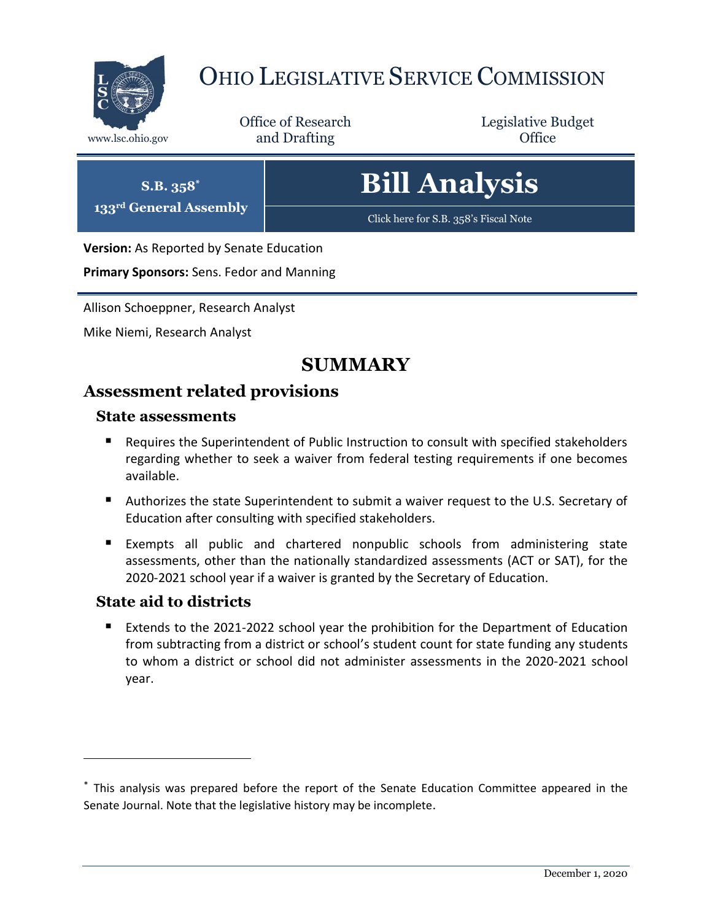# OHIO LEGISLATIVE SERVICE COMMISSION

www.lsc.ohio.gov

Office of Research and Drafting

Legislative Budget Office

**S.B. 358***
**133rd General Assembly**

# Bill Analysis

Click here for S.B. 358's Fiscal Note

**Version:** As Reported by Senate Education

**Primary Sponsors:** Sens. Fedor and Manning

Allison Schoeppner, Research Analyst

Mike Niemi, Research Analyst

## SUMMARY

## Assessment related provisions

### State assessments

- Requires the Superintendent of Public Instruction to consult with specified stakeholders regarding whether to seek a waiver from federal testing requirements if one becomes available.
- Authorizes the state Superintendent to submit a waiver request to the U.S. Secretary of Education after consulting with specified stakeholders.
- Exempts all public and chartered nonpublic schools from administering state assessments, other than the nationally standardized assessments (ACT or SAT), for the 2020-2021 school year if a waiver is granted by the Secretary of Education.

### State aid to districts

- Extends to the 2021-2022 school year the prohibition for the Department of Education from subtracting from a district or school's student count for state funding any students to whom a district or school did not administer assessments in the 2020-2021 school year.

* This analysis was prepared before the report of the Senate Education Committee appeared in the Senate Journal. Note that the legislative history may be incomplete.

December 1, 2020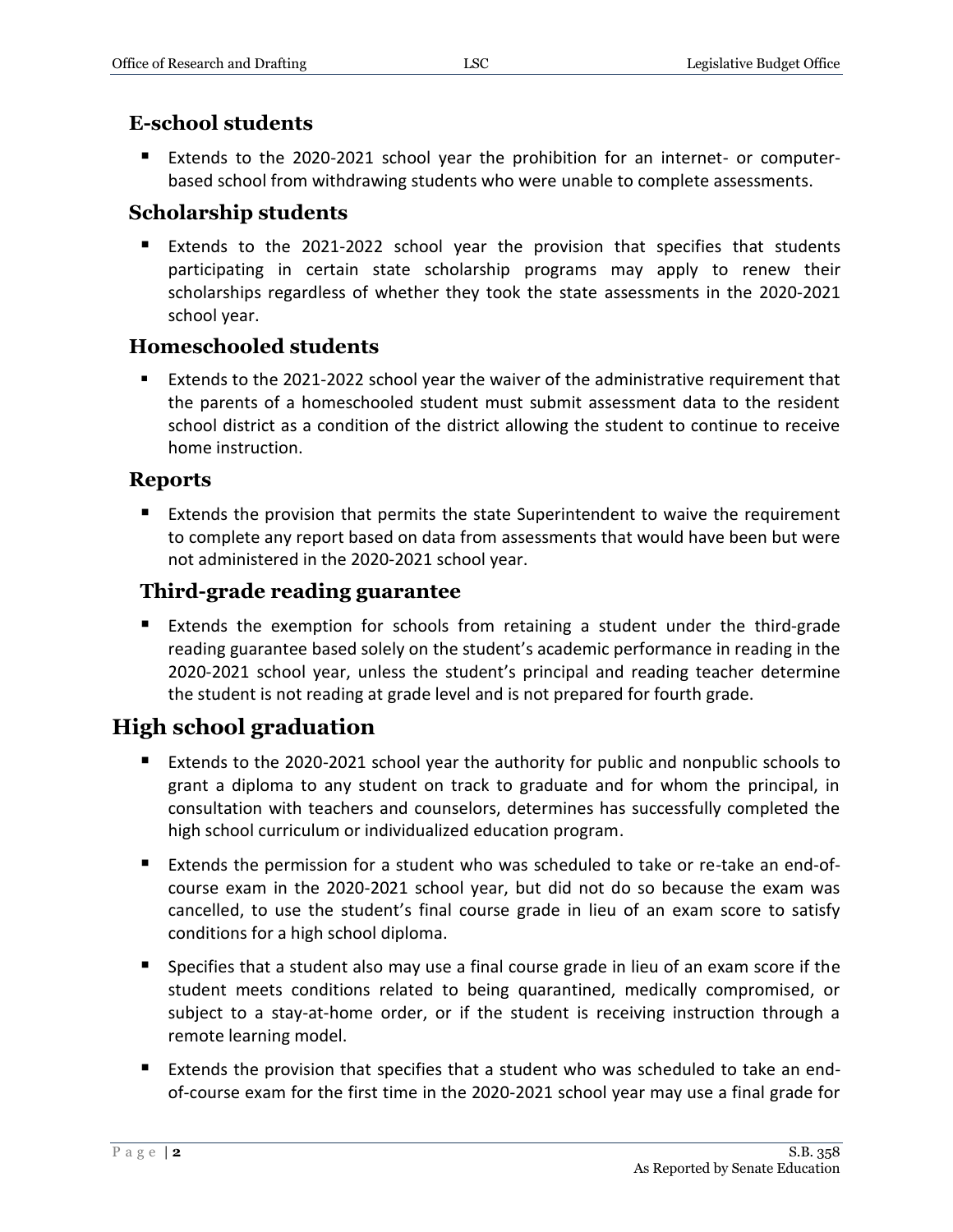### E-school students

- Extends to the 2020-2021 school year the prohibition for an internet- or computer-based school from withdrawing students who were unable to complete assessments.

### Scholarship students

- Extends to the 2021-2022 school year the provision that specifies that students participating in certain state scholarship programs may apply to renew their scholarships regardless of whether they took the state assessments in the 2020-2021 school year.

### Homeschooled students

- Extends to the 2021-2022 school year the waiver of the administrative requirement that the parents of a homeschooled student must submit assessment data to the resident school district as a condition of the district allowing the student to continue to receive home instruction.

### Reports

- Extends the provision that permits the state Superintendent to waive the requirement to complete any report based on data from assessments that would have been but were not administered in the 2020-2021 school year.

### Third-grade reading guarantee

- Extends the exemption for schools from retaining a student under the third-grade reading guarantee based solely on the student's academic performance in reading in the 2020-2021 school year, unless the student's principal and reading teacher determine the student is not reading at grade level and is not prepared for fourth grade.

## High school graduation

- Extends to the 2020-2021 school year the authority for public and nonpublic schools to grant a diploma to any student on track to graduate and for whom the principal, in consultation with teachers and counselors, determines has successfully completed the high school curriculum or individualized education program.
- Extends the permission for a student who was scheduled to take or re-take an end-of-course exam in the 2020-2021 school year, but did not do so because the exam was cancelled, to use the student's final course grade in lieu of an exam score to satisfy conditions for a high school diploma.
- Specifies that a student also may use a final course grade in lieu of an exam score if the student meets conditions related to being quarantined, medically compromised, or subject to a stay-at-home order, or if the student is receiving instruction through a remote learning model.
- Extends the provision that specifies that a student who was scheduled to take an end-of-course exam for the first time in the 2020-2021 school year may use a final grade for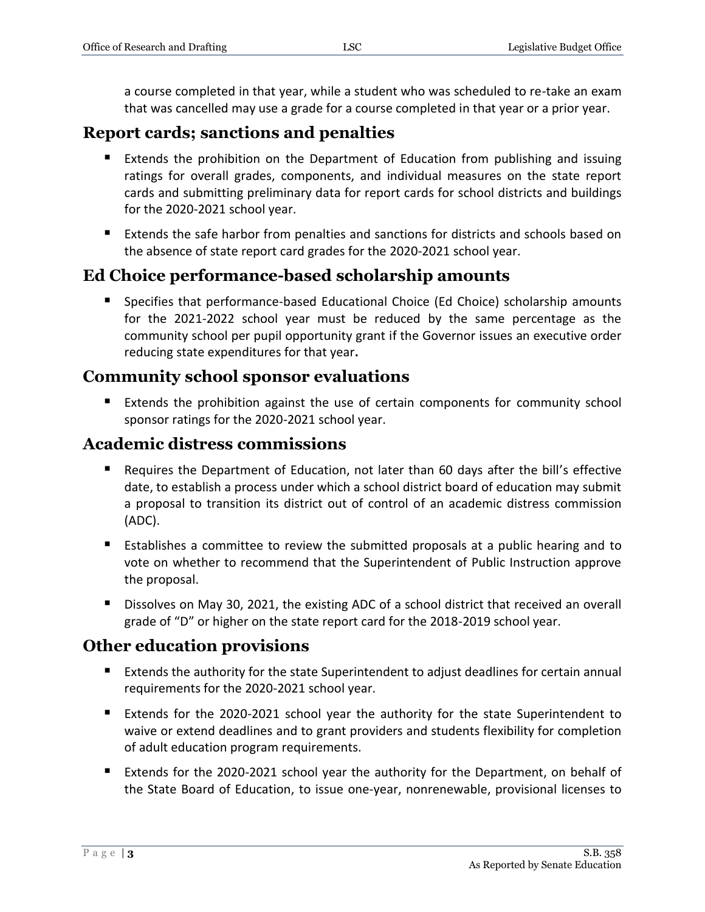a course completed in that year, while a student who was scheduled to re-take an exam that was cancelled may use a grade for a course completed in that year or a prior year.

## Report cards; sanctions and penalties

- Extends the prohibition on the Department of Education from publishing and issuing ratings for overall grades, components, and individual measures on the state report cards and submitting preliminary data for report cards for school districts and buildings for the 2020-2021 school year.
- Extends the safe harbor from penalties and sanctions for districts and schools based on the absence of state report card grades for the 2020-2021 school year.

## Ed Choice performance-based scholarship amounts

- Specifies that performance-based Educational Choice (Ed Choice) scholarship amounts for the 2021-2022 school year must be reduced by the same percentage as the community school per pupil opportunity grant if the Governor issues an executive order reducing state expenditures for that year**.**

## Community school sponsor evaluations

- Extends the prohibition against the use of certain components for community school sponsor ratings for the 2020-2021 school year.

## Academic distress commissions

- Requires the Department of Education, not later than 60 days after the bill's effective date, to establish a process under which a school district board of education may submit a proposal to transition its district out of control of an academic distress commission (ADC).
- Establishes a committee to review the submitted proposals at a public hearing and to vote on whether to recommend that the Superintendent of Public Instruction approve the proposal.
- Dissolves on May 30, 2021, the existing ADC of a school district that received an overall grade of "D" or higher on the state report card for the 2018-2019 school year.

## Other education provisions

- Extends the authority for the state Superintendent to adjust deadlines for certain annual requirements for the 2020-2021 school year.
- Extends for the 2020-2021 school year the authority for the state Superintendent to waive or extend deadlines and to grant providers and students flexibility for completion of adult education program requirements.
- Extends for the 2020-2021 school year the authority for the Department, on behalf of the State Board of Education, to issue one-year, nonrenewable, provisional licenses to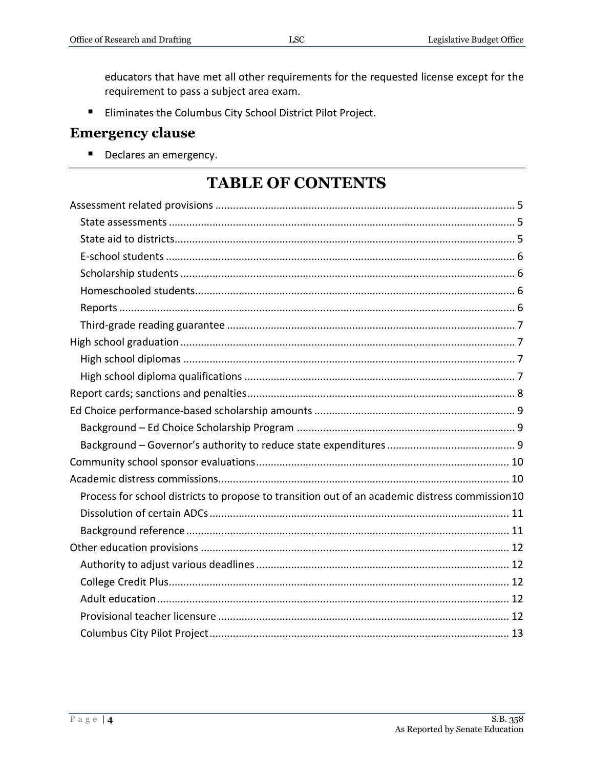educators that have met all other requirements for the requested license except for the requirement to pass a subject area exam.

- Eliminates the Columbus City School District Pilot Project.

## Emergency clause

- Declares an emergency.

---

# TABLE OF CONTENTS

Assessment related provisions ..... 5
- State assessments ..... 5
- State aid to districts ..... 5
- E-school students ..... 6
- Scholarship students ..... 6
- Homeschooled students ..... 6
- Reports ..... 6
- Third-grade reading guarantee ..... 7

High school graduation ..... 7
- High school diplomas ..... 7
- High school diploma qualifications ..... 7

Report cards; sanctions and penalties ..... 8

Ed Choice performance-based scholarship amounts ..... 9
- Background – Ed Choice Scholarship Program ..... 9
- Background – Governor's authority to reduce state expenditures ..... 9

Community school sponsor evaluations ..... 10

Academic distress commissions ..... 10
- Process for school districts to propose to transition out of an academic distress commission ..... 10
- Dissolution of certain ADCs ..... 11
- Background reference ..... 11

Other education provisions ..... 12
- Authority to adjust various deadlines ..... 12
- College Credit Plus ..... 12
- Adult education ..... 12
- Provisional teacher licensure ..... 12
- Columbus City Pilot Project ..... 13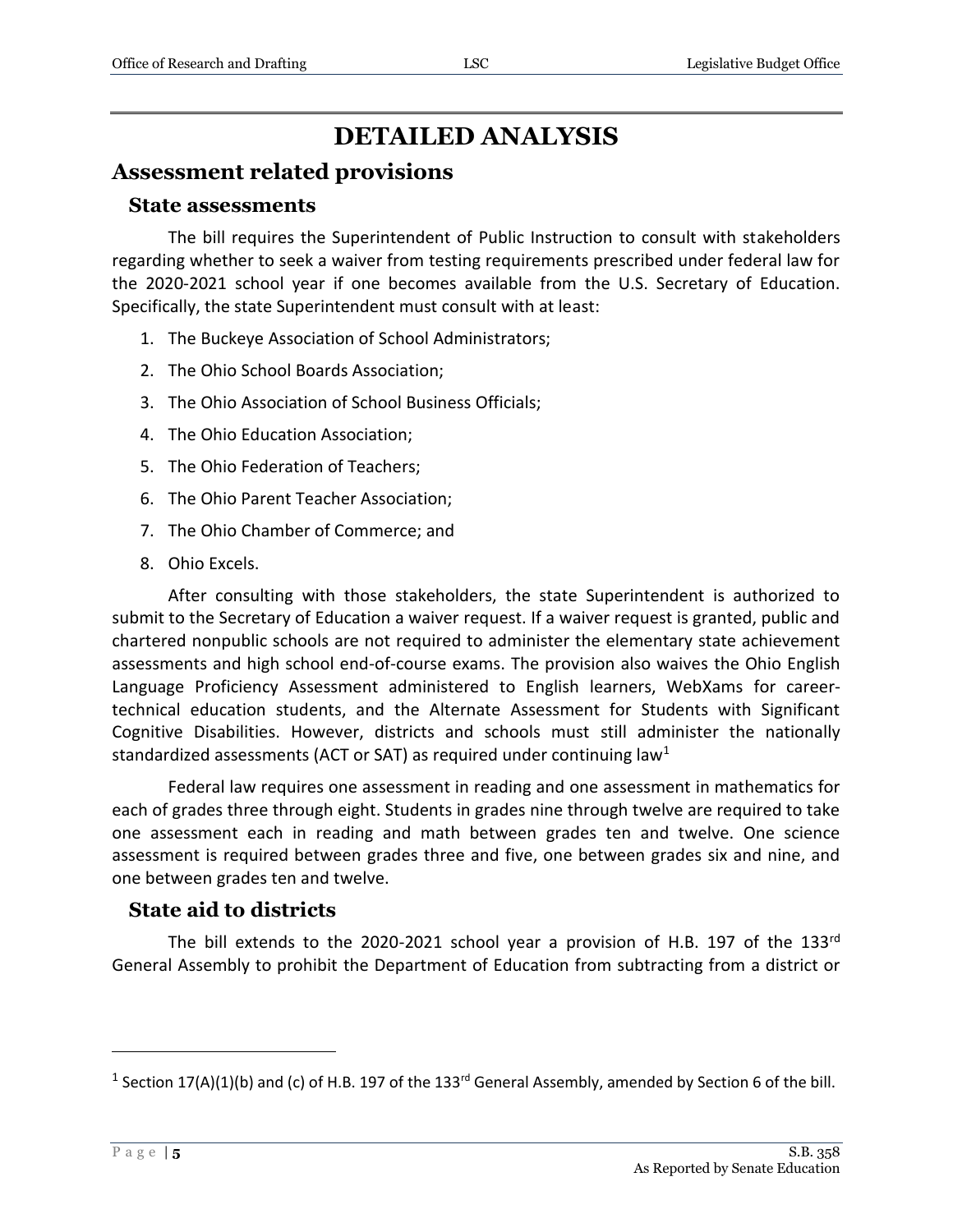# DETAILED ANALYSIS

## Assessment related provisions

### State assessments

The bill requires the Superintendent of Public Instruction to consult with stakeholders regarding whether to seek a waiver from testing requirements prescribed under federal law for the 2020-2021 school year if one becomes available from the U.S. Secretary of Education. Specifically, the state Superintendent must consult with at least:

1. The Buckeye Association of School Administrators;
2. The Ohio School Boards Association;
3. The Ohio Association of School Business Officials;
4. The Ohio Education Association;
5. The Ohio Federation of Teachers;
6. The Ohio Parent Teacher Association;
7. The Ohio Chamber of Commerce; and
8. Ohio Excels.

After consulting with those stakeholders, the state Superintendent is authorized to submit to the Secretary of Education a waiver request. If a waiver request is granted, public and chartered nonpublic schools are not required to administer the elementary state achievement assessments and high school end-of-course exams. The provision also waives the Ohio English Language Proficiency Assessment administered to English learners, WebXams for career-technical education students, and the Alternate Assessment for Students with Significant Cognitive Disabilities. However, districts and schools must still administer the nationally standardized assessments (ACT or SAT) as required under continuing law[1]

Federal law requires one assessment in reading and one assessment in mathematics for each of grades three through eight. Students in grades nine through twelve are required to take one assessment each in reading and math between grades ten and twelve. One science assessment is required between grades three and five, one between grades six and nine, and one between grades ten and twelve.

### State aid to districts

The bill extends to the 2020-2021 school year a provision of H.B. 197 of the 133rd General Assembly to prohibit the Department of Education from subtracting from a district or

[1] Section 17(A)(1)(b) and (c) of H.B. 197 of the 133rd General Assembly, amended by Section 6 of the bill.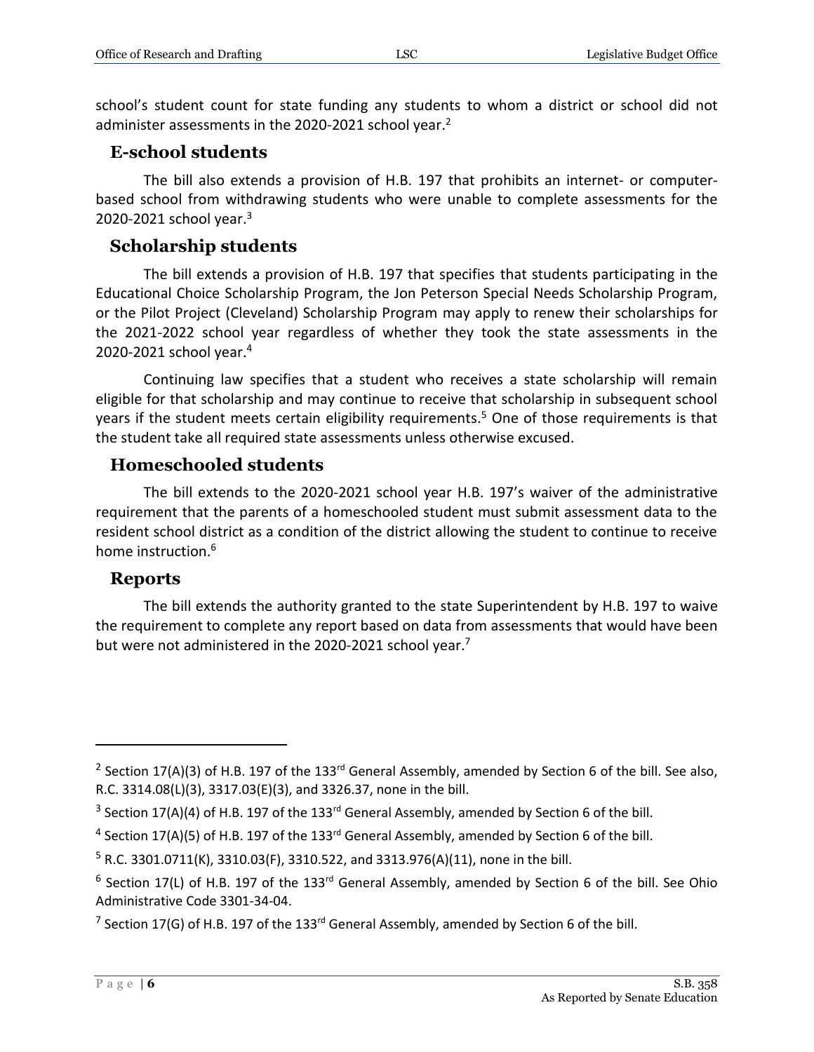school's student count for state funding any students to whom a district or school did not administer assessments in the 2020-2021 school year.[2]

### E-school students

The bill also extends a provision of H.B. 197 that prohibits an internet- or computer-based school from withdrawing students who were unable to complete assessments for the 2020-2021 school year.[3]

### Scholarship students

The bill extends a provision of H.B. 197 that specifies that students participating in the Educational Choice Scholarship Program, the Jon Peterson Special Needs Scholarship Program, or the Pilot Project (Cleveland) Scholarship Program may apply to renew their scholarships for the 2021-2022 school year regardless of whether they took the state assessments in the 2020-2021 school year.[4]

Continuing law specifies that a student who receives a state scholarship will remain eligible for that scholarship and may continue to receive that scholarship in subsequent school years if the student meets certain eligibility requirements.[5] One of those requirements is that the student take all required state assessments unless otherwise excused.

### Homeschooled students

The bill extends to the 2020-2021 school year H.B. 197's waiver of the administrative requirement that the parents of a homeschooled student must submit assessment data to the resident school district as a condition of the district allowing the student to continue to receive home instruction.[6]

### Reports

The bill extends the authority granted to the state Superintendent by H.B. 197 to waive the requirement to complete any report based on data from assessments that would have been but were not administered in the 2020-2021 school year.[7]

---

[2] Section 17(A)(3) of H.B. 197 of the 133rd General Assembly, amended by Section 6 of the bill. See also, R.C. 3314.08(L)(3), 3317.03(E)(3), and 3326.37, none in the bill.

[3] Section 17(A)(4) of H.B. 197 of the 133rd General Assembly, amended by Section 6 of the bill.

[4] Section 17(A)(5) of H.B. 197 of the 133rd General Assembly, amended by Section 6 of the bill.

[5] R.C. 3301.0711(K), 3310.03(F), 3310.522, and 3313.976(A)(11), none in the bill.

[6] Section 17(L) of H.B. 197 of the 133rd General Assembly, amended by Section 6 of the bill. See Ohio Administrative Code 3301-34-04.

[7] Section 17(G) of H.B. 197 of the 133rd General Assembly, amended by Section 6 of the bill.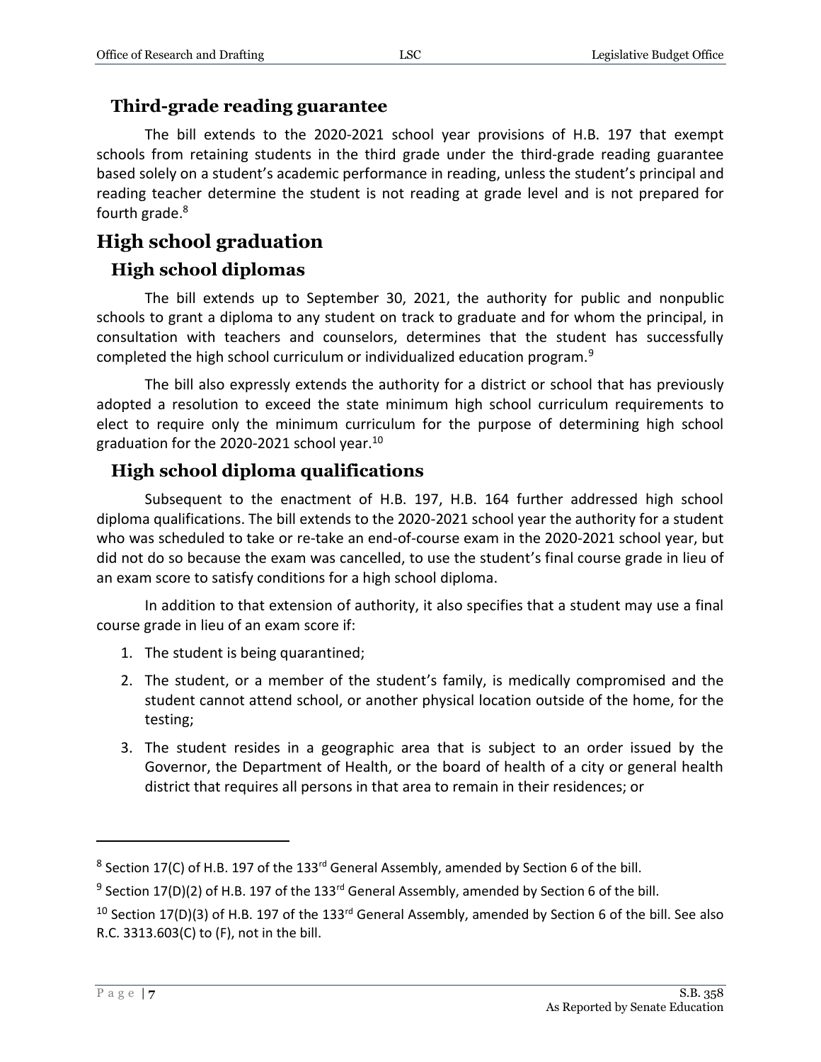### Third-grade reading guarantee

The bill extends to the 2020-2021 school year provisions of H.B. 197 that exempt schools from retaining students in the third grade under the third-grade reading guarantee based solely on a student's academic performance in reading, unless the student's principal and reading teacher determine the student is not reading at grade level and is not prepared for fourth grade.[8]

## High school graduation

### High school diplomas

The bill extends up to September 30, 2021, the authority for public and nonpublic schools to grant a diploma to any student on track to graduate and for whom the principal, in consultation with teachers and counselors, determines that the student has successfully completed the high school curriculum or individualized education program.[9]

The bill also expressly extends the authority for a district or school that has previously adopted a resolution to exceed the state minimum high school curriculum requirements to elect to require only the minimum curriculum for the purpose of determining high school graduation for the 2020-2021 school year.[10]

### High school diploma qualifications

Subsequent to the enactment of H.B. 197, H.B. 164 further addressed high school diploma qualifications. The bill extends to the 2020-2021 school year the authority for a student who was scheduled to take or re-take an end-of-course exam in the 2020-2021 school year, but did not do so because the exam was cancelled, to use the student's final course grade in lieu of an exam score to satisfy conditions for a high school diploma.

In addition to that extension of authority, it also specifies that a student may use a final course grade in lieu of an exam score if:

1. The student is being quarantined;
2. The student, or a member of the student's family, is medically compromised and the student cannot attend school, or another physical location outside of the home, for the testing;
3. The student resides in a geographic area that is subject to an order issued by the Governor, the Department of Health, or the board of health of a city or general health district that requires all persons in that area to remain in their residences; or

---

[8] Section 17(C) of H.B. 197 of the 133rd General Assembly, amended by Section 6 of the bill.

[9] Section 17(D)(2) of H.B. 197 of the 133rd General Assembly, amended by Section 6 of the bill.

[10] Section 17(D)(3) of H.B. 197 of the 133rd General Assembly, amended by Section 6 of the bill. See also R.C. 3313.603(C) to (F), not in the bill.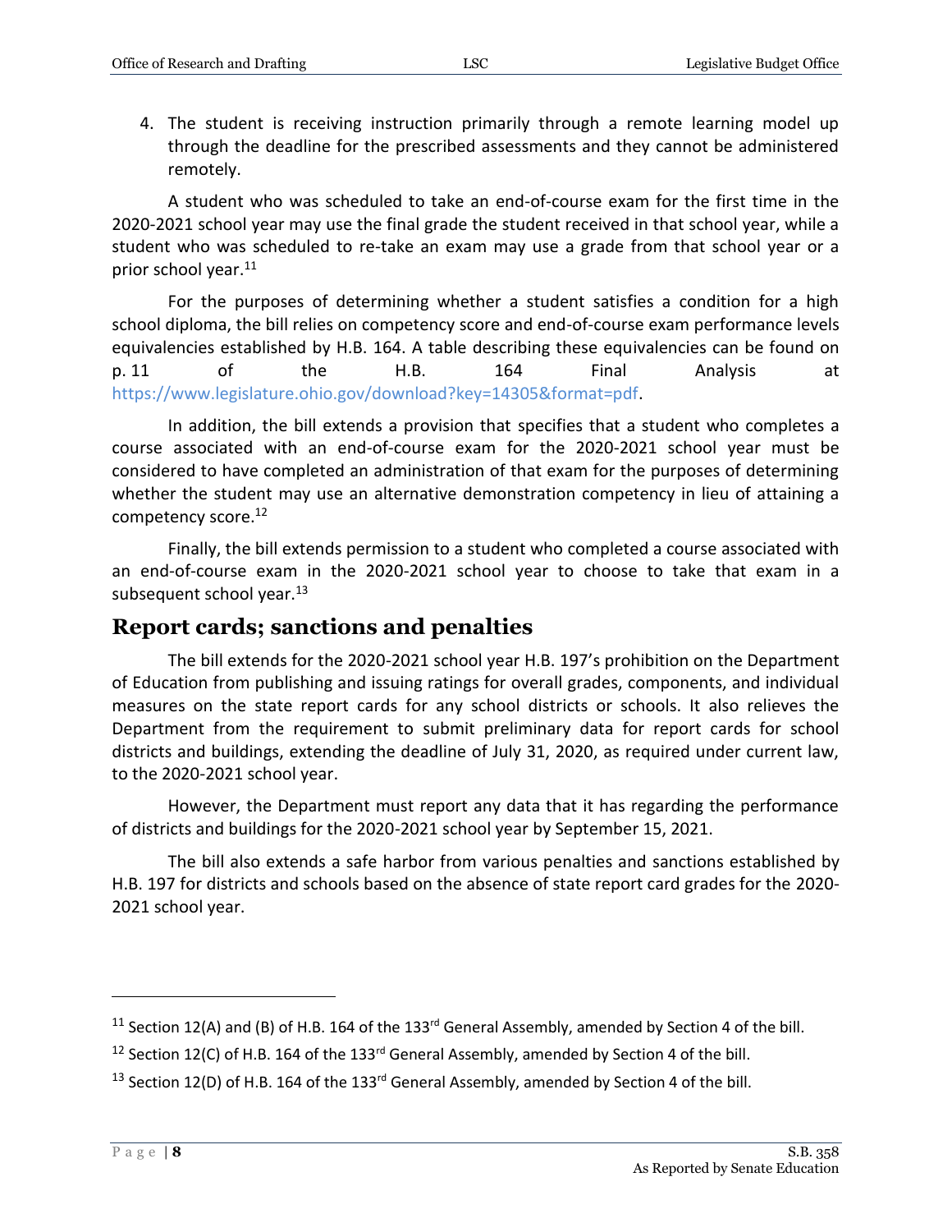4. The student is receiving instruction primarily through a remote learning model up through the deadline for the prescribed assessments and they cannot be administered remotely.

A student who was scheduled to take an end-of-course exam for the first time in the 2020-2021 school year may use the final grade the student received in that school year, while a student who was scheduled to re-take an exam may use a grade from that school year or a prior school year.[11]

For the purposes of determining whether a student satisfies a condition for a high school diploma, the bill relies on competency score and end-of-course exam performance levels equivalencies established by H.B. 164. A table describing these equivalencies can be found on p. 11 of the H.B. 164 Final Analysis at https://www.legislature.ohio.gov/download?key=14305&format=pdf.

In addition, the bill extends a provision that specifies that a student who completes a course associated with an end-of-course exam for the 2020-2021 school year must be considered to have completed an administration of that exam for the purposes of determining whether the student may use an alternative demonstration competency in lieu of attaining a competency score.[12]

Finally, the bill extends permission to a student who completed a course associated with an end-of-course exam in the 2020-2021 school year to choose to take that exam in a subsequent school year.[13]

## Report cards; sanctions and penalties

The bill extends for the 2020-2021 school year H.B. 197's prohibition on the Department of Education from publishing and issuing ratings for overall grades, components, and individual measures on the state report cards for any school districts or schools. It also relieves the Department from the requirement to submit preliminary data for report cards for school districts and buildings, extending the deadline of July 31, 2020, as required under current law, to the 2020-2021 school year.

However, the Department must report any data that it has regarding the performance of districts and buildings for the 2020-2021 school year by September 15, 2021.

The bill also extends a safe harbor from various penalties and sanctions established by H.B. 197 for districts and schools based on the absence of state report card grades for the 2020-2021 school year.

---

[11] Section 12(A) and (B) of H.B. 164 of the 133rd General Assembly, amended by Section 4 of the bill.

[12] Section 12(C) of H.B. 164 of the 133rd General Assembly, amended by Section 4 of the bill.

[13] Section 12(D) of H.B. 164 of the 133rd General Assembly, amended by Section 4 of the bill.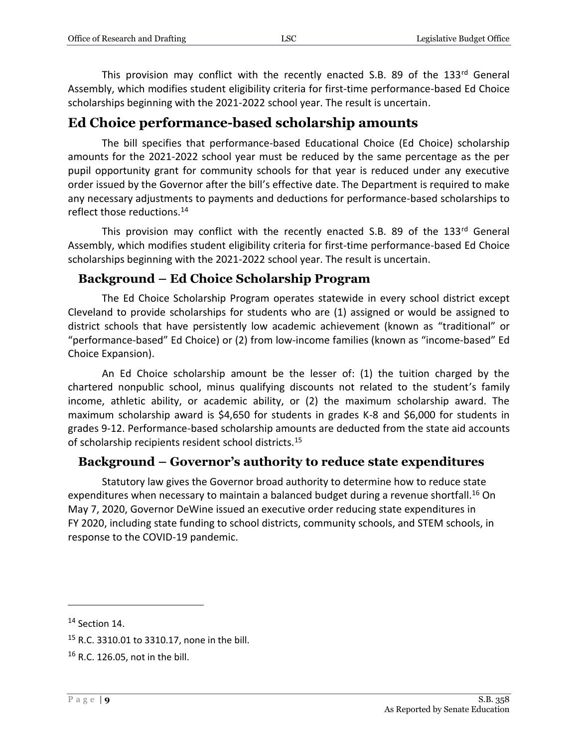This provision may conflict with the recently enacted S.B. 89 of the 133rd General Assembly, which modifies student eligibility criteria for first-time performance-based Ed Choice scholarships beginning with the 2021-2022 school year. The result is uncertain.

## Ed Choice performance-based scholarship amounts

The bill specifies that performance-based Educational Choice (Ed Choice) scholarship amounts for the 2021-2022 school year must be reduced by the same percentage as the per pupil opportunity grant for community schools for that year is reduced under any executive order issued by the Governor after the bill's effective date. The Department is required to make any necessary adjustments to payments and deductions for performance-based scholarships to reflect those reductions.[14]

This provision may conflict with the recently enacted S.B. 89 of the 133rd General Assembly, which modifies student eligibility criteria for first-time performance-based Ed Choice scholarships beginning with the 2021-2022 school year. The result is uncertain.

### Background – Ed Choice Scholarship Program

The Ed Choice Scholarship Program operates statewide in every school district except Cleveland to provide scholarships for students who are (1) assigned or would be assigned to district schools that have persistently low academic achievement (known as "traditional" or "performance-based" Ed Choice) or (2) from low-income families (known as "income-based" Ed Choice Expansion).

An Ed Choice scholarship amount be the lesser of: (1) the tuition charged by the chartered nonpublic school, minus qualifying discounts not related to the student's family income, athletic ability, or academic ability, or (2) the maximum scholarship award. The maximum scholarship award is $4,650 for students in grades K-8 and $6,000 for students in grades 9-12. Performance-based scholarship amounts are deducted from the state aid accounts of scholarship recipients resident school districts.[15]

### Background – Governor's authority to reduce state expenditures

Statutory law gives the Governor broad authority to determine how to reduce state expenditures when necessary to maintain a balanced budget during a revenue shortfall.[16] On May 7, 2020, Governor DeWine issued an executive order reducing state expenditures in FY 2020, including state funding to school districts, community schools, and STEM schools, in response to the COVID-19 pandemic.

---

[14] Section 14.

[15] R.C. 3310.01 to 3310.17, none in the bill.

[16] R.C. 126.05, not in the bill.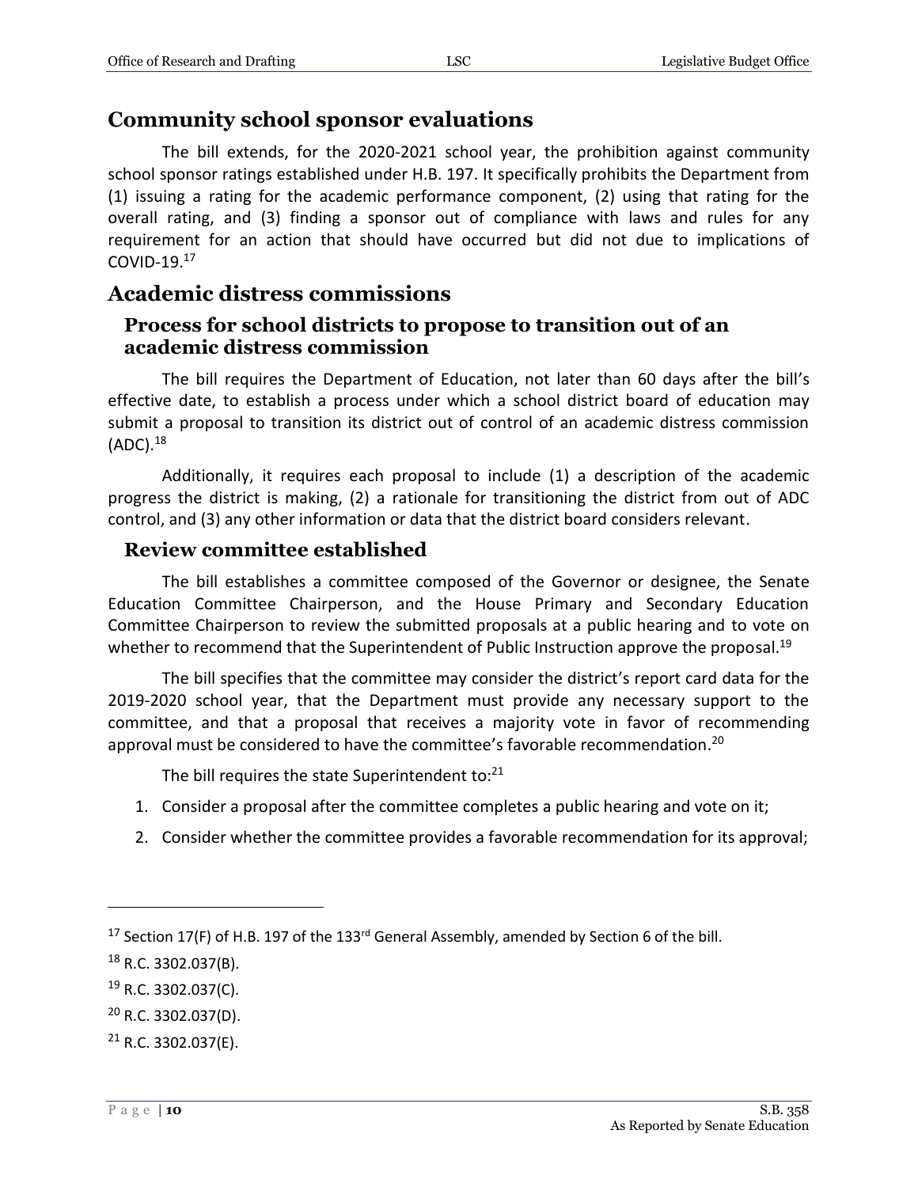## Community school sponsor evaluations

The bill extends, for the 2020-2021 school year, the prohibition against community school sponsor ratings established under H.B. 197. It specifically prohibits the Department from (1) issuing a rating for the academic performance component, (2) using that rating for the overall rating, and (3) finding a sponsor out of compliance with laws and rules for any requirement for an action that should have occurred but did not due to implications of COVID-19.[17]

## Academic distress commissions

### Process for school districts to propose to transition out of an academic distress commission

The bill requires the Department of Education, not later than 60 days after the bill's effective date, to establish a process under which a school district board of education may submit a proposal to transition its district out of control of an academic distress commission (ADC).[18]

Additionally, it requires each proposal to include (1) a description of the academic progress the district is making, (2) a rationale for transitioning the district from out of ADC control, and (3) any other information or data that the district board considers relevant.

### Review committee established

The bill establishes a committee composed of the Governor or designee, the Senate Education Committee Chairperson, and the House Primary and Secondary Education Committee Chairperson to review the submitted proposals at a public hearing and to vote on whether to recommend that the Superintendent of Public Instruction approve the proposal.[19]

The bill specifies that the committee may consider the district's report card data for the 2019-2020 school year, that the Department must provide any necessary support to the committee, and that a proposal that receives a majority vote in favor of recommending approval must be considered to have the committee's favorable recommendation.[20]

The bill requires the state Superintendent to:[21]

1. Consider a proposal after the committee completes a public hearing and vote on it;
2. Consider whether the committee provides a favorable recommendation for its approval;

---

[17] Section 17(F) of H.B. 197 of the 133rd General Assembly, amended by Section 6 of the bill.

[18] R.C. 3302.037(B).

[19] R.C. 3302.037(C).

[20] R.C. 3302.037(D).

[21] R.C. 3302.037(E).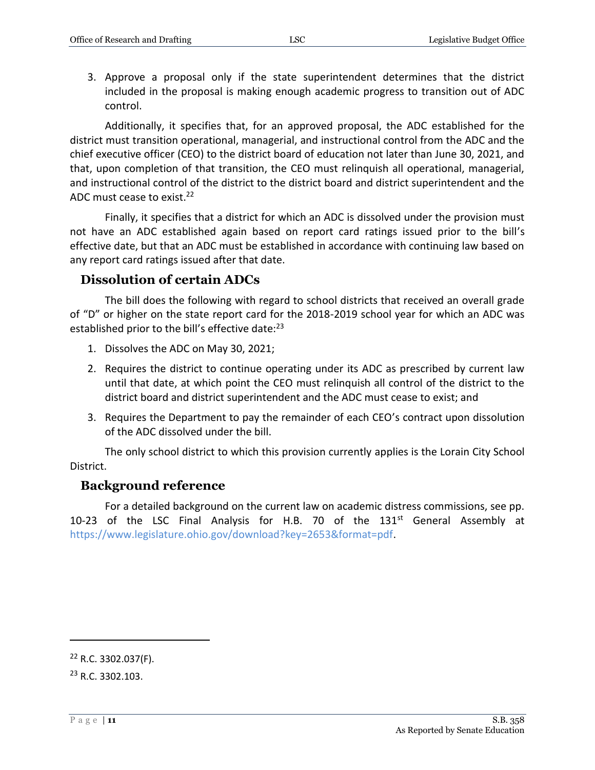3. Approve a proposal only if the state superintendent determines that the district included in the proposal is making enough academic progress to transition out of ADC control.

Additionally, it specifies that, for an approved proposal, the ADC established for the district must transition operational, managerial, and instructional control from the ADC and the chief executive officer (CEO) to the district board of education not later than June 30, 2021, and that, upon completion of that transition, the CEO must relinquish all operational, managerial, and instructional control of the district to the district board and district superintendent and the ADC must cease to exist.[22]

Finally, it specifies that a district for which an ADC is dissolved under the provision must not have an ADC established again based on report card ratings issued prior to the bill's effective date, but that an ADC must be established in accordance with continuing law based on any report card ratings issued after that date.

## Dissolution of certain ADCs

The bill does the following with regard to school districts that received an overall grade of "D" or higher on the state report card for the 2018-2019 school year for which an ADC was established prior to the bill's effective date:[23]

1. Dissolves the ADC on May 30, 2021;
2. Requires the district to continue operating under its ADC as prescribed by current law until that date, at which point the CEO must relinquish all control of the district to the district board and district superintendent and the ADC must cease to exist; and
3. Requires the Department to pay the remainder of each CEO's contract upon dissolution of the ADC dissolved under the bill.

The only school district to which this provision currently applies is the Lorain City School District.

## Background reference

For a detailed background on the current law on academic distress commissions, see pp. 10-23 of the LSC Final Analysis for H.B. 70 of the 131st General Assembly at https://www.legislature.ohio.gov/download?key=2653&format=pdf.

---

[22] R.C. 3302.037(F).

[23] R.C. 3302.103.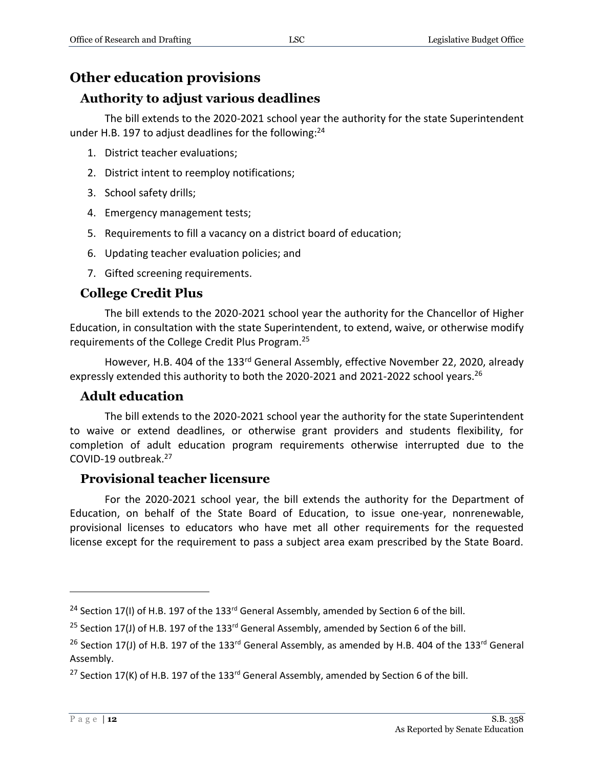## Other education provisions

### Authority to adjust various deadlines

The bill extends to the 2020-2021 school year the authority for the state Superintendent under H.B. 197 to adjust deadlines for the following:[24]

1. District teacher evaluations;
2. District intent to reemploy notifications;
3. School safety drills;
4. Emergency management tests;
5. Requirements to fill a vacancy on a district board of education;
6. Updating teacher evaluation policies; and
7. Gifted screening requirements.

### College Credit Plus

The bill extends to the 2020-2021 school year the authority for the Chancellor of Higher Education, in consultation with the state Superintendent, to extend, waive, or otherwise modify requirements of the College Credit Plus Program.[25]

However, H.B. 404 of the 133rd General Assembly, effective November 22, 2020, already expressly extended this authority to both the 2020-2021 and 2021-2022 school years.[26]

### Adult education

The bill extends to the 2020-2021 school year the authority for the state Superintendent to waive or extend deadlines, or otherwise grant providers and students flexibility, for completion of adult education program requirements otherwise interrupted due to the COVID-19 outbreak.[27]

### Provisional teacher licensure

For the 2020-2021 school year, the bill extends the authority for the Department of Education, on behalf of the State Board of Education, to issue one-year, nonrenewable, provisional licenses to educators who have met all other requirements for the requested license except for the requirement to pass a subject area exam prescribed by the State Board.

---

[24] Section 17(I) of H.B. 197 of the 133rd General Assembly, amended by Section 6 of the bill.

[25] Section 17(J) of H.B. 197 of the 133rd General Assembly, amended by Section 6 of the bill.

[26] Section 17(J) of H.B. 197 of the 133rd General Assembly, as amended by H.B. 404 of the 133rd General Assembly.

[27] Section 17(K) of H.B. 197 of the 133rd General Assembly, amended by Section 6 of the bill.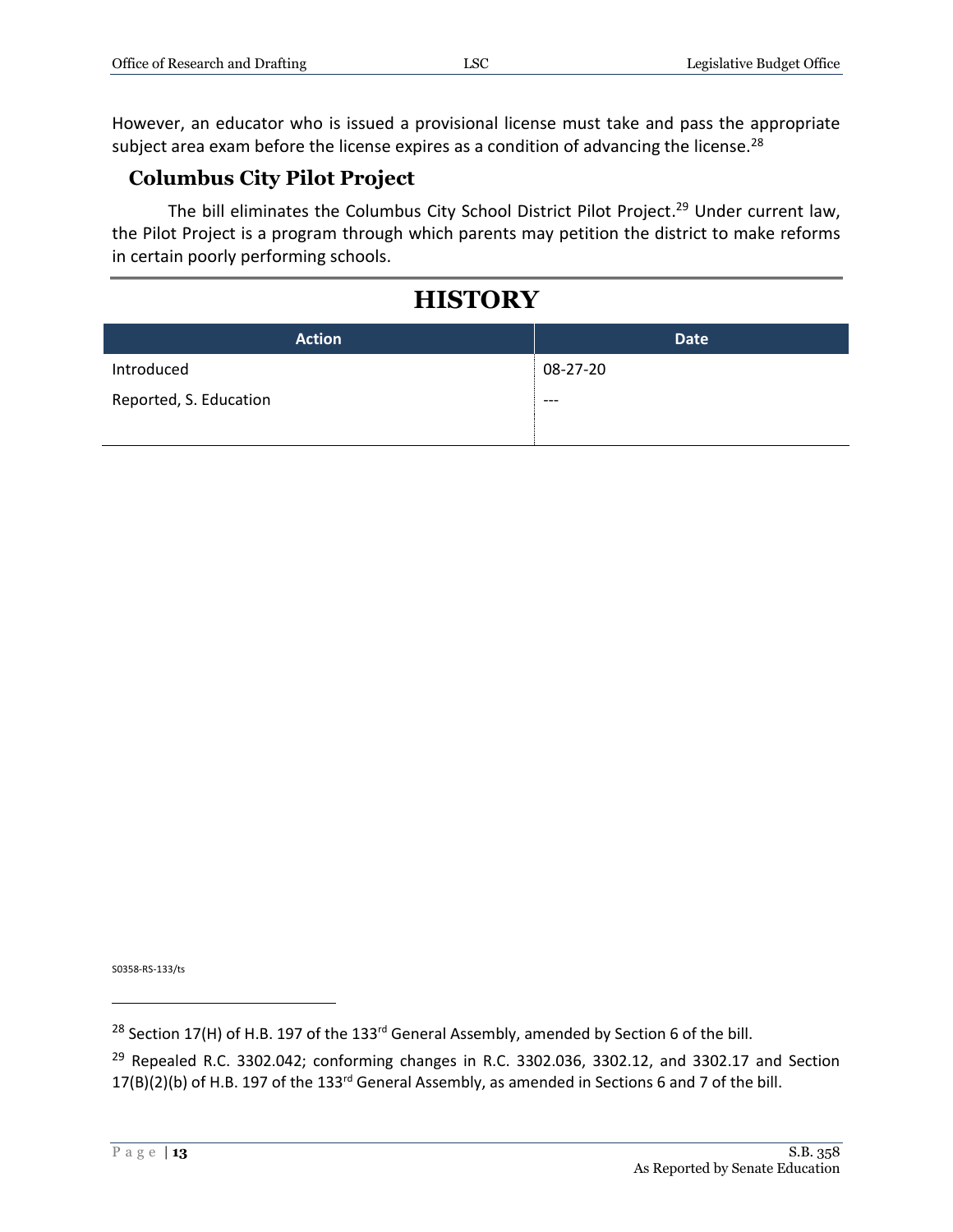However, an educator who is issued a provisional license must take and pass the appropriate subject area exam before the license expires as a condition of advancing the license.[28]

## Columbus City Pilot Project

The bill eliminates the Columbus City School District Pilot Project.[29] Under current law, the Pilot Project is a program through which parents may petition the district to make reforms in certain poorly performing schools.

# HISTORY

| Action | Date |
|---|---|
| Introduced | 08-27-20 |
| Reported, S. Education | --- |

S0358-RS-133/ts

[28] Section 17(H) of H.B. 197 of the 133rd General Assembly, amended by Section 6 of the bill.

[29] Repealed R.C. 3302.042; conforming changes in R.C. 3302.036, 3302.12, and 3302.17 and Section 17(B)(2)(b) of H.B. 197 of the 133rd General Assembly, as amended in Sections 6 and 7 of the bill.